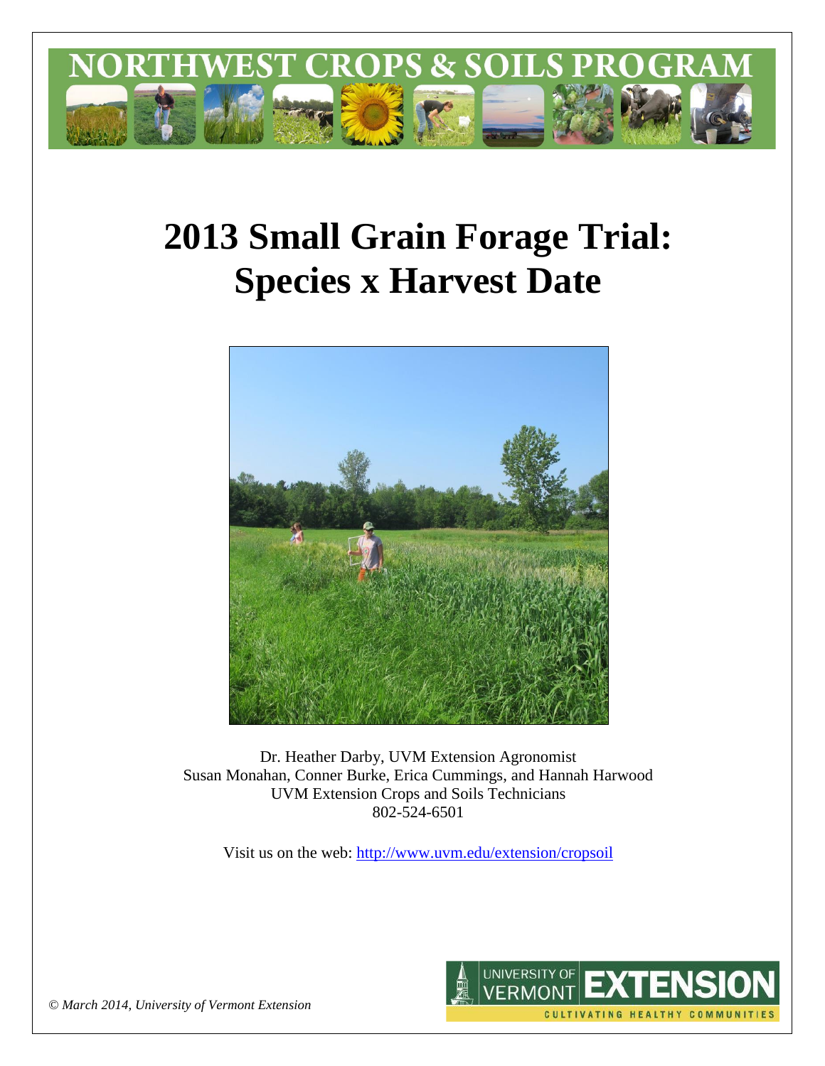# NORTHWEST CROPS & SOILS PROGRAM

# 2013 Small Grain Forage Trial: Species x Harvest Date

Dr. Heather Darby, UVM Extension Agronomist
Susan Monahan, Conner Burke, Erica Cummings, and Hannah Harwood
UVM Extension Crops and Soils Technicians
802-524-6501

Visit us on the web: http://www.uvm.edu/extension/cropsoil

*© March 2014, University of Vermont Extension*

UNIVERSITY OF VERMONT EXTENSION
CULTIVATING HEALTHY COMMUNITIES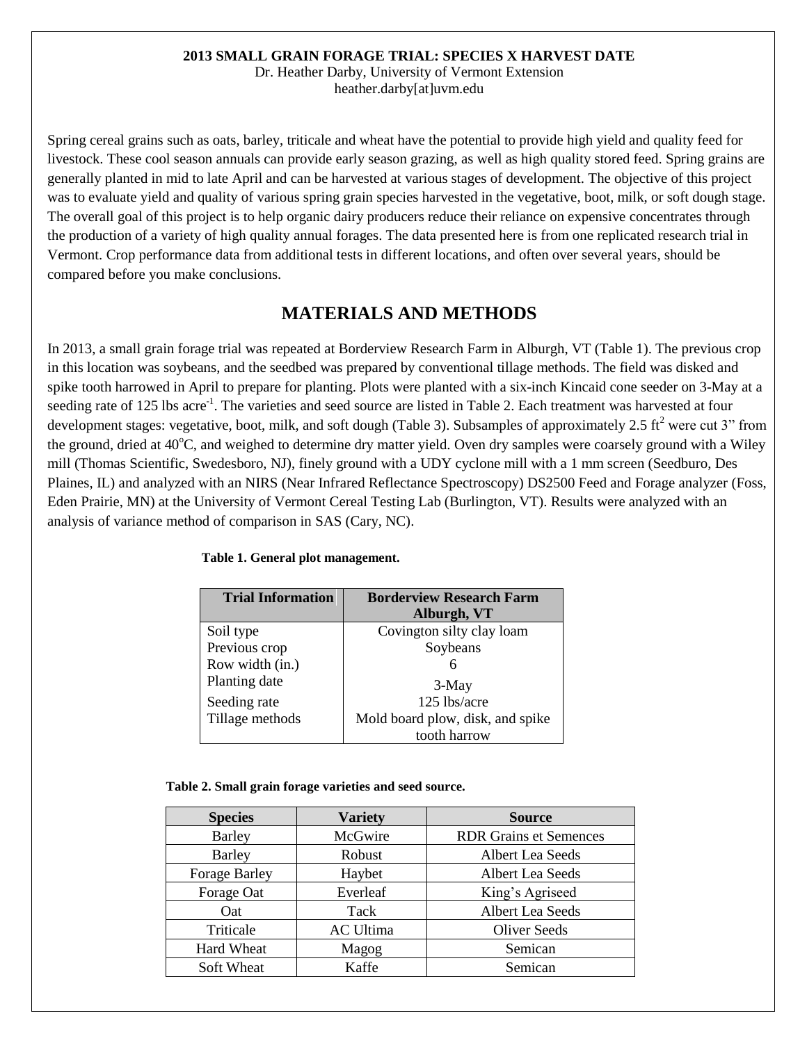**2013 SMALL GRAIN FORAGE TRIAL: SPECIES X HARVEST DATE**

Dr. Heather Darby, University of Vermont Extension
heather.darby[at]uvm.edu

Spring cereal grains such as oats, barley, triticale and wheat have the potential to provide high yield and quality feed for livestock. These cool season annuals can provide early season grazing, as well as high quality stored feed. Spring grains are generally planted in mid to late April and can be harvested at various stages of development. The objective of this project was to evaluate yield and quality of various spring grain species harvested in the vegetative, boot, milk, or soft dough stage. The overall goal of this project is to help organic dairy producers reduce their reliance on expensive concentrates through the production of a variety of high quality annual forages. The data presented here is from one replicated research trial in Vermont. Crop performance data from additional tests in different locations, and often over several years, should be compared before you make conclusions.

# MATERIALS AND METHODS

In 2013, a small grain forage trial was repeated at Borderview Research Farm in Alburgh, VT (Table 1). The previous crop in this location was soybeans, and the seedbed was prepared by conventional tillage methods. The field was disked and spike tooth harrowed in April to prepare for planting. Plots were planted with a six-inch Kincaid cone seeder on 3-May at a seeding rate of 125 lbs acre$^{-1}$. The varieties and seed source are listed in Table 2. Each treatment was harvested at four development stages: vegetative, boot, milk, and soft dough (Table 3). Subsamples of approximately 2.5 ft$^2$ were cut 3" from the ground, dried at 40$^o$C, and weighed to determine dry matter yield. Oven dry samples were coarsely ground with a Wiley mill (Thomas Scientific, Swedesboro, NJ), finely ground with a UDY cyclone mill with a 1 mm screen (Seedburo, Des Plaines, IL) and analyzed with an NIRS (Near Infrared Reflectance Spectroscopy) DS2500 Feed and Forage analyzer (Foss, Eden Prairie, MN) at the University of Vermont Cereal Testing Lab (Burlington, VT). Results were analyzed with an analysis of variance method of comparison in SAS (Cary, NC).

**Table 1. General plot management.**

| Trial Information | Borderview Research Farm Alburgh, VT |
|---|---|
| Soil type | Covington silty clay loam |
| Previous crop | Soybeans |
| Row width (in.) | 6 |
| Planting date | 3-May |
| Seeding rate | 125 lbs/acre |
| Tillage methods | Mold board plow, disk, and spike tooth harrow |

**Table 2. Small grain forage varieties and seed source.**

| Species | Variety | Source |
|---|---|---|
| Barley | McGwire | RDR Grains et Semences |
| Barley | Robust | Albert Lea Seeds |
| Forage Barley | Haybet | Albert Lea Seeds |
| Forage Oat | Everleaf | King's Agriseed |
| Oat | Tack | Albert Lea Seeds |
| Triticale | AC Ultima | Oliver Seeds |
| Hard Wheat | Magog | Semican |
| Soft Wheat | Kaffe | Semican |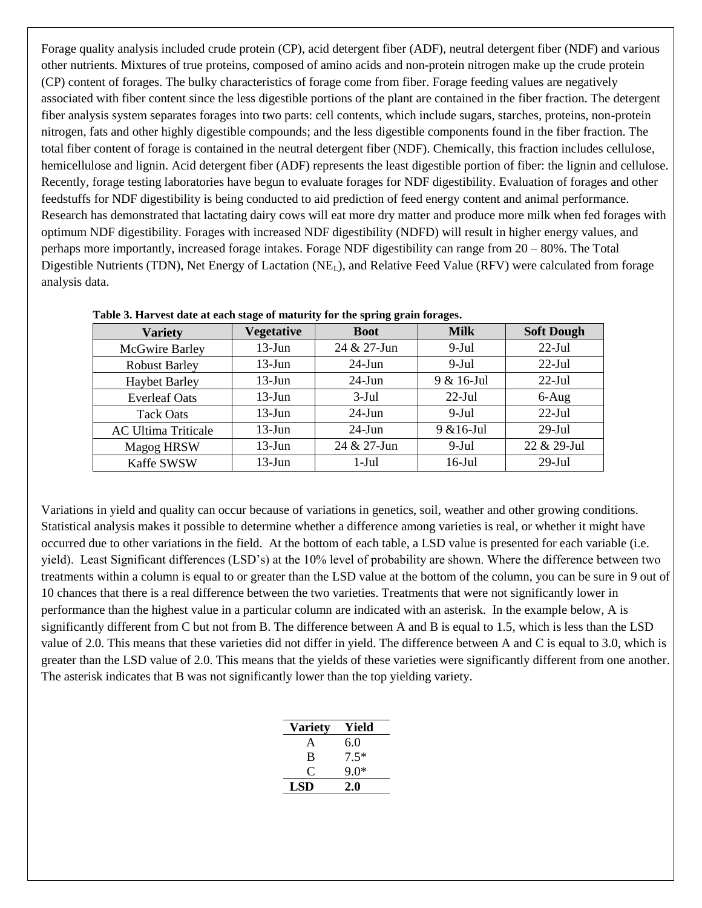Forage quality analysis included crude protein (CP), acid detergent fiber (ADF), neutral detergent fiber (NDF) and various other nutrients. Mixtures of true proteins, composed of amino acids and non-protein nitrogen make up the crude protein (CP) content of forages. The bulky characteristics of forage come from fiber. Forage feeding values are negatively associated with fiber content since the less digestible portions of the plant are contained in the fiber fraction. The detergent fiber analysis system separates forages into two parts: cell contents, which include sugars, starches, proteins, non-protein nitrogen, fats and other highly digestible compounds; and the less digestible components found in the fiber fraction. The total fiber content of forage is contained in the neutral detergent fiber (NDF). Chemically, this fraction includes cellulose, hemicellulose and lignin. Acid detergent fiber (ADF) represents the least digestible portion of fiber: the lignin and cellulose. Recently, forage testing laboratories have begun to evaluate forages for NDF digestibility. Evaluation of forages and other feedstuffs for NDF digestibility is being conducted to aid prediction of feed energy content and animal performance. Research has demonstrated that lactating dairy cows will eat more dry matter and produce more milk when fed forages with optimum NDF digestibility. Forages with increased NDF digestibility (NDFD) will result in higher energy values, and perhaps more importantly, increased forage intakes. Forage NDF digestibility can range from 20 – 80%. The Total Digestible Nutrients (TDN), Net Energy of Lactation ($NE_L$), and Relative Feed Value (RFV) were calculated from forage analysis data.

**Table 3. Harvest date at each stage of maturity for the spring grain forages.**

| Variety | Vegetative | Boot | Milk | Soft Dough |
|---|---|---|---|---|
| McGwire Barley | 13-Jun | 24 & 27-Jun | 9-Jul | 22-Jul |
| Robust Barley | 13-Jun | 24-Jun | 9-Jul | 22-Jul |
| Haybet Barley | 13-Jun | 24-Jun | 9 & 16-Jul | 22-Jul |
| Everleaf Oats | 13-Jun | 3-Jul | 22-Jul | 6-Aug |
| Tack Oats | 13-Jun | 24-Jun | 9-Jul | 22-Jul |
| AC Ultima Triticale | 13-Jun | 24-Jun | 9 &16-Jul | 29-Jul |
| Magog HRSW | 13-Jun | 24 & 27-Jun | 9-Jul | 22 & 29-Jul |
| Kaffe SWSW | 13-Jun | 1-Jul | 16-Jul | 29-Jul |

Variations in yield and quality can occur because of variations in genetics, soil, weather and other growing conditions. Statistical analysis makes it possible to determine whether a difference among varieties is real, or whether it might have occurred due to other variations in the field. At the bottom of each table, a LSD value is presented for each variable (i.e. yield). Least Significant differences (LSD's) at the 10% level of probability are shown. Where the difference between two treatments within a column is equal to or greater than the LSD value at the bottom of the column, you can be sure in 9 out of 10 chances that there is a real difference between the two varieties. Treatments that were not significantly lower in performance than the highest value in a particular column are indicated with an asterisk. In the example below, A is significantly different from C but not from B. The difference between A and B is equal to 1.5, which is less than the LSD value of 2.0. This means that these varieties did not differ in yield. The difference between A and C is equal to 3.0, which is greater than the LSD value of 2.0. This means that the yields of these varieties were significantly different from one another. The asterisk indicates that B was not significantly lower than the top yielding variety.

| Variety | Yield |
|---|---|
| A | 6.0 |
| B | 7.5* |
| C | 9.0* |
| **LSD** | **2.0** |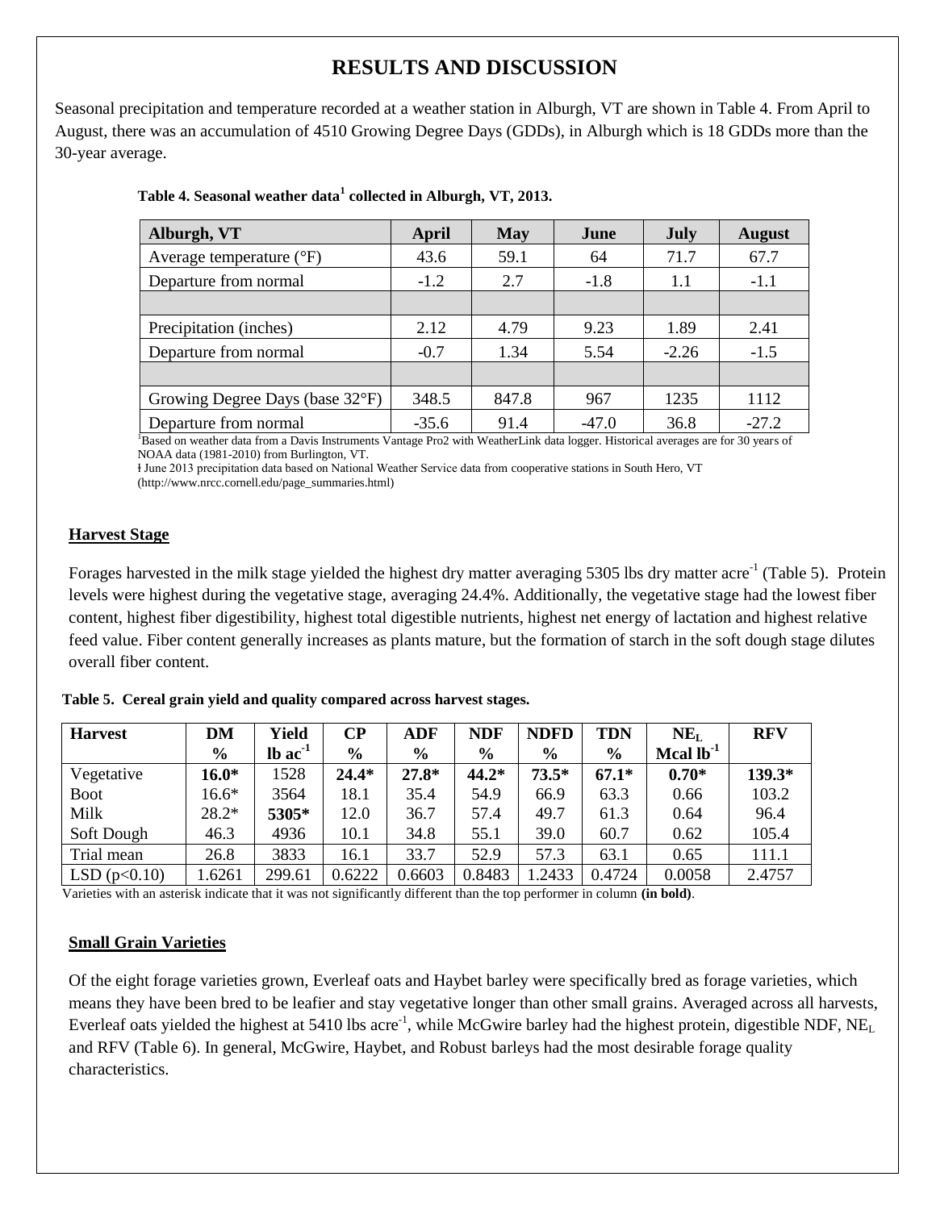# RESULTS AND DISCUSSION

Seasonal precipitation and temperature recorded at a weather station in Alburgh, VT are shown in Table 4. From April to August, there was an accumulation of 4510 Growing Degree Days (GDDs), in Alburgh which is 18 GDDs more than the 30-year average.

**Table 4. Seasonal weather data[1] collected in Alburgh, VT, 2013.**

| Alburgh, VT | April | May | June | July | August |
|---|---|---|---|---|---|
| Average temperature (°F) | 43.6 | 59.1 | 64 | 71.7 | 67.7 |
| Departure from normal | -1.2 | 2.7 | -1.8 | 1.1 | -1.1 |
| | | | | | |
| Precipitation (inches) | 2.12 | 4.79 | 9.23 | 1.89 | 2.41 |
| Departure from normal | -0.7 | 1.34 | 5.54 | -2.26 | -1.5 |
| | | | | | |
| Growing Degree Days (base 32°F) | 348.5 | 847.8 | 967 | 1235 | 1112 |
| Departure from normal | -35.6 | 91.4 | -47.0 | 36.8 | -27.2 |

[1]Based on weather data from a Davis Instruments Vantage Pro2 with WeatherLink data logger. Historical averages are for 30 years of NOAA data (1981-2010) from Burlington, VT.

ǂ June 2013 precipitation data based on National Weather Service data from cooperative stations in South Hero, VT (http://www.nrcc.cornell.edu/page_summaries.html)

## Harvest Stage

Forages harvested in the milk stage yielded the highest dry matter averaging 5305 lbs dry matter acre$^{-1}$ (Table 5). Protein levels were highest during the vegetative stage, averaging 24.4%. Additionally, the vegetative stage had the lowest fiber content, highest fiber digestibility, highest total digestible nutrients, highest net energy of lactation and highest relative feed value. Fiber content generally increases as plants mature, but the formation of starch in the soft dough stage dilutes overall fiber content.

**Table 5. Cereal grain yield and quality compared across harvest stages.**

| Harvest | DM % | Yield lb ac$^{-1}$ | CP % | ADF % | NDF % | NDFD % | TDN % | $NE_L$ Mcal lb$^{-1}$ | RFV |
|---|---|---|---|---|---|---|---|---|---|
| Vegetative | **16.0*** | 1528 | **24.4*** | **27.8*** | **44.2*** | **73.5*** | **67.1*** | **0.70*** | **139.3*** |
| Boot | 16.6* | 3564 | 18.1 | 35.4 | 54.9 | 66.9 | 63.3 | 0.66 | 103.2 |
| Milk | 28.2* | **5305*** | 12.0 | 36.7 | 57.4 | 49.7 | 61.3 | 0.64 | 96.4 |
| Soft Dough | 46.3 | 4936 | 10.1 | 34.8 | 55.1 | 39.0 | 60.7 | 0.62 | 105.4 |
| Trial mean | 26.8 | 3833 | 16.1 | 33.7 | 52.9 | 57.3 | 63.1 | 0.65 | 111.1 |
| LSD (p<0.10) | 1.6261 | 299.61 | 0.6222 | 0.6603 | 0.8483 | 1.2433 | 0.4724 | 0.0058 | 2.4757 |

Varieties with an asterisk indicate that it was not significantly different than the top performer in column **(in bold)**.

## Small Grain Varieties

Of the eight forage varieties grown, Everleaf oats and Haybet barley were specifically bred as forage varieties, which means they have been bred to be leafier and stay vegetative longer than other small grains. Averaged across all harvests, Everleaf oats yielded the highest at 5410 lbs acre$^{-1}$, while McGwire barley had the highest protein, digestible NDF, $NE_L$ and RFV (Table 6). In general, McGwire, Haybet, and Robust barleys had the most desirable forage quality characteristics.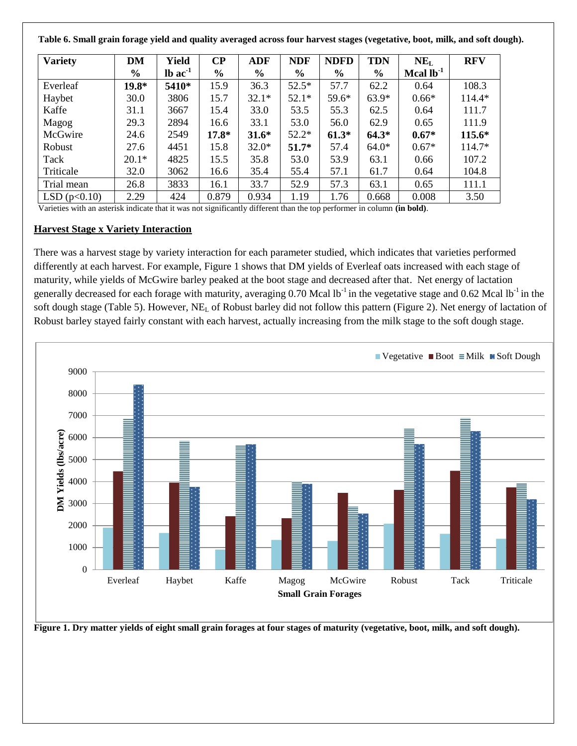**Table 6. Small grain forage yield and quality averaged across four harvest stages (vegetative, boot, milk, and soft dough).**

| Variety | DM % | Yield lb ac$^{-1}$ | CP % | ADF % | NDF % | NDFD % | TDN % | NE$_L$ Mcal lb$^{-1}$ | RFV |
|---|---|---|---|---|---|---|---|---|---|
| Everleaf | **19.8*** | **5410*** | 15.9 | 36.3 | 52.5* | 57.7 | 62.2 | 0.64 | 108.3 |
| Haybet | 30.0 | 3806 | 15.7 | 32.1* | 52.1* | 59.6* | 63.9* | 0.66* | 114.4* |
| Kaffe | 31.1 | 3667 | 15.4 | 33.0 | 53.5 | 55.3 | 62.5 | 0.64 | 111.7 |
| Magog | 29.3 | 2894 | 16.6 | 33.1 | 53.0 | 56.0 | 62.9 | 0.65 | 111.9 |
| McGwire | 24.6 | 2549 | **17.8*** | **31.6*** | 52.2* | **61.3*** | **64.3*** | **0.67*** | **115.6*** |
| Robust | 27.6 | 4451 | 15.8 | 32.0* | **51.7*** | 57.4 | 64.0* | 0.67* | 114.7* |
| Tack | 20.1* | 4825 | 15.5 | 35.8 | 53.0 | 53.9 | 63.1 | 0.66 | 107.2 |
| Triticale | 32.0 | 3062 | 16.6 | 35.4 | 55.4 | 57.1 | 61.7 | 0.64 | 104.8 |
| Trial mean | 26.8 | 3833 | 16.1 | 33.7 | 52.9 | 57.3 | 63.1 | 0.65 | 111.1 |
| LSD (p<0.10) | 2.29 | 424 | 0.879 | 0.934 | 1.19 | 1.76 | 0.668 | 0.008 | 3.50 |

Varieties with an asterisk indicate that it was not significantly different than the top performer in column **(in bold)**.

## Harvest Stage x Variety Interaction

There was a harvest stage by variety interaction for each parameter studied, which indicates that varieties performed differently at each harvest. For example, Figure 1 shows that DM yields of Everleaf oats increased with each stage of maturity, while yields of McGwire barley peaked at the boot stage and decreased after that. Net energy of lactation generally decreased for each forage with maturity, averaging 0.70 Mcal lb$^{-1}$ in the vegetative stage and 0.62 Mcal lb$^{-1}$ in the soft dough stage (Table 5). However, NE$_L$ of Robust barley did not follow this pattern (Figure 2). Net energy of lactation of Robust barley stayed fairly constant with each harvest, actually increasing from the milk stage to the soft dough stage.

**Figure 1. Dry matter yields of eight small grain forages at four stages of maturity (vegetative, boot, milk, and soft dough).**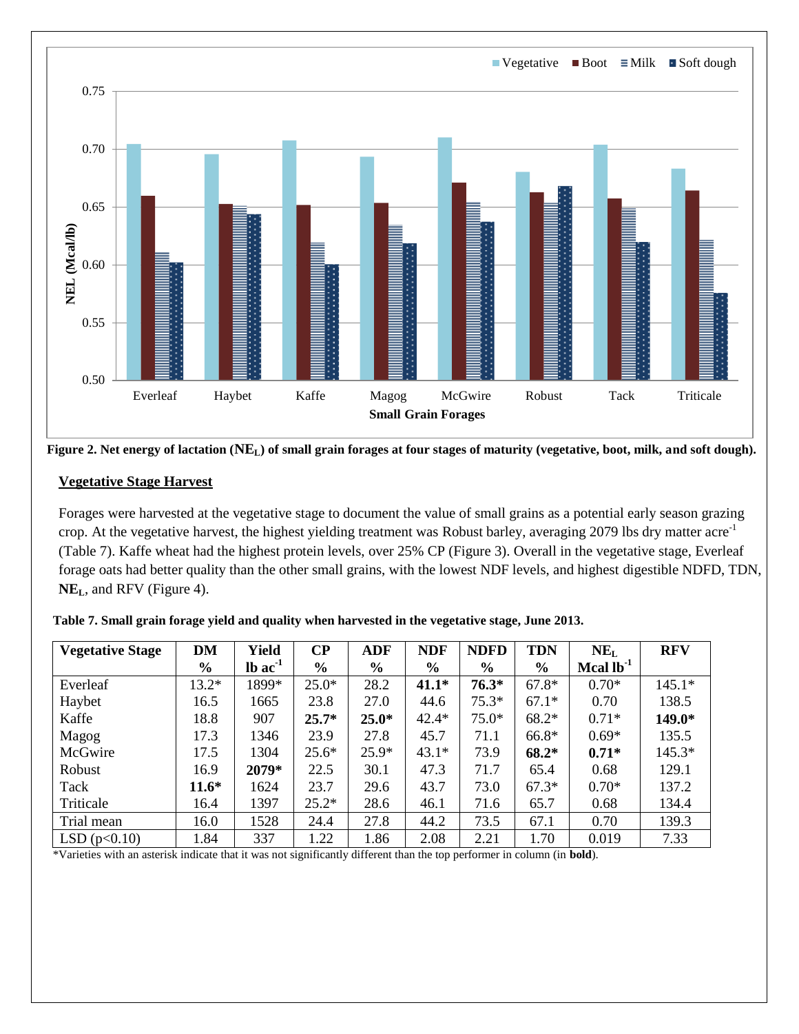**Figure 2. Net energy of lactation ($NE_L$) of small grain forages at four stages of maturity (vegetative, boot, milk, and soft dough).**

## Vegetative Stage Harvest

Forages were harvested at the vegetative stage to document the value of small grains as a potential early season grazing crop. At the vegetative harvest, the highest yielding treatment was Robust barley, averaging 2079 lbs dry matter acre$^{-1}$ (Table 7). Kaffe wheat had the highest protein levels, over 25% CP (Figure 3). Overall in the vegetative stage, Everleaf forage oats had better quality than the other small grains, with the lowest NDF levels, and highest digestible NDFD, TDN, $\mathbf{NE_L}$, and RFV (Figure 4).

**Table 7. Small grain forage yield and quality when harvested in the vegetative stage, June 2013.**

| Vegetative Stage | DM % | Yield lb ac$^{-1}$ | CP % | ADF % | NDF % | NDFD % | TDN % | $NE_L$ Mcal lb$^{-1}$ | RFV |
|---|---|---|---|---|---|---|---|---|---|
| Everleaf | 13.2* | 1899* | 25.0* | 28.2 | **41.1*** | **76.3*** | 67.8* | 0.70* | 145.1* |
| Haybet | 16.5 | 1665 | 23.8 | 27.0 | 44.6 | 75.3* | 67.1* | 0.70 | 138.5 |
| Kaffe | 18.8 | 907 | **25.7*** | **25.0*** | 42.4* | 75.0* | 68.2* | 0.71* | **149.0*** |
| Magog | 17.3 | 1346 | 23.9 | 27.8 | 45.7 | 71.1 | 66.8* | 0.69* | 135.5 |
| McGwire | 17.5 | 1304 | 25.6* | 25.9* | 43.1* | 73.9 | **68.2*** | **0.71*** | 145.3* |
| Robust | 16.9 | **2079*** | 22.5 | 30.1 | 47.3 | 71.7 | 65.4 | 0.68 | 129.1 |
| Tack | **11.6*** | 1624 | 23.7 | 29.6 | 43.7 | 73.0 | 67.3* | 0.70* | 137.2 |
| Triticale | 16.4 | 1397 | 25.2* | 28.6 | 46.1 | 71.6 | 65.7 | 0.68 | 134.4 |
| Trial mean | 16.0 | 1528 | 24.4 | 27.8 | 44.2 | 73.5 | 67.1 | 0.70 | 139.3 |
| LSD ($p<0.10$) | 1.84 | 337 | 1.22 | 1.86 | 2.08 | 2.21 | 1.70 | 0.019 | 7.33 |

*Varieties with an asterisk indicate that it was not significantly different than the top performer in column (in **bold**).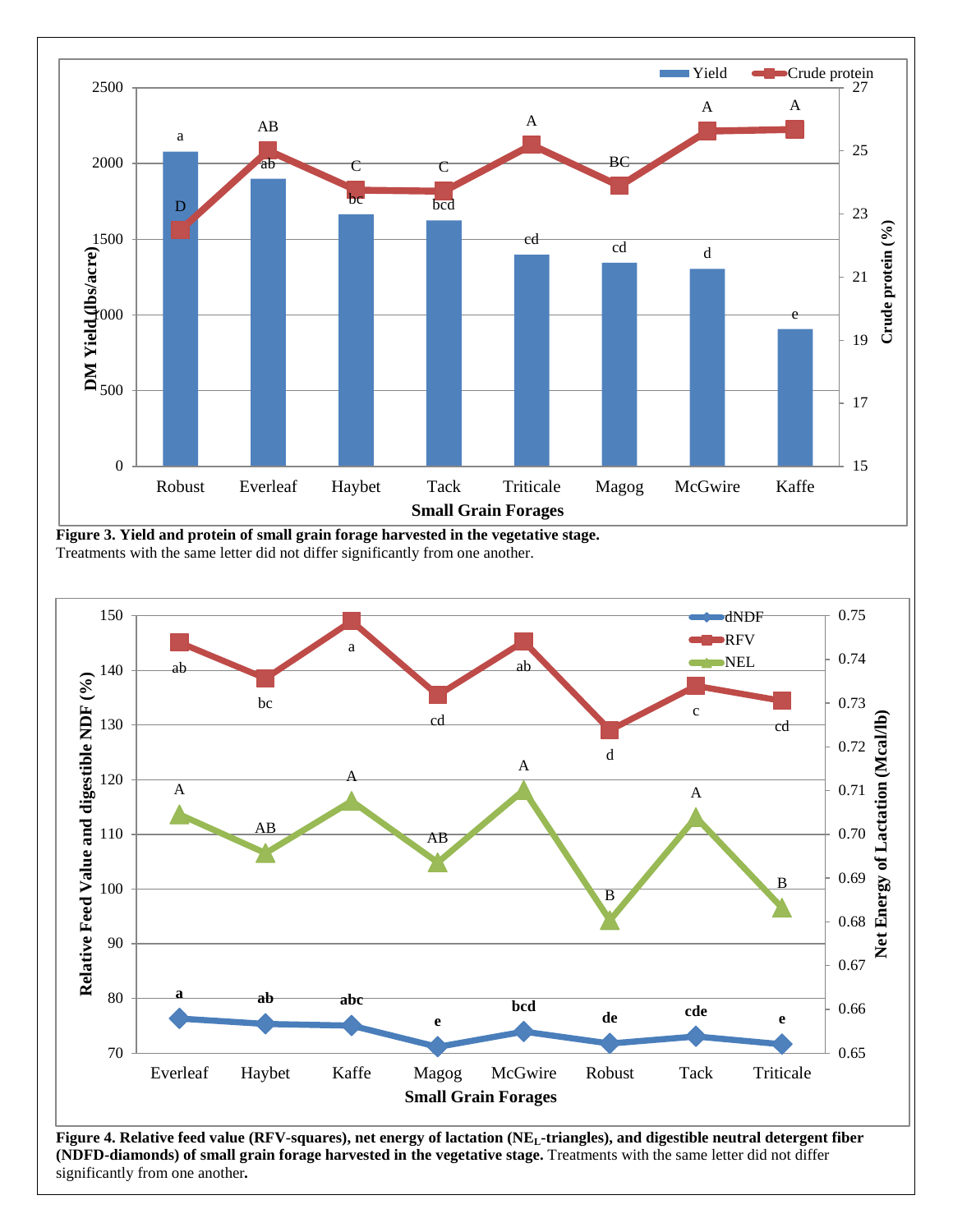**Figure 3. Yield and protein of small grain forage harvested in the vegetative stage.**
Treatments with the same letter did not differ significantly from one another.

**Figure 4. Relative feed value (RFV-squares), net energy of lactation ($NE_L$-triangles), and digestible neutral detergent fiber (NDFD-diamonds) of small grain forage harvested in the vegetative stage.** Treatments with the same letter did not differ significantly from one another.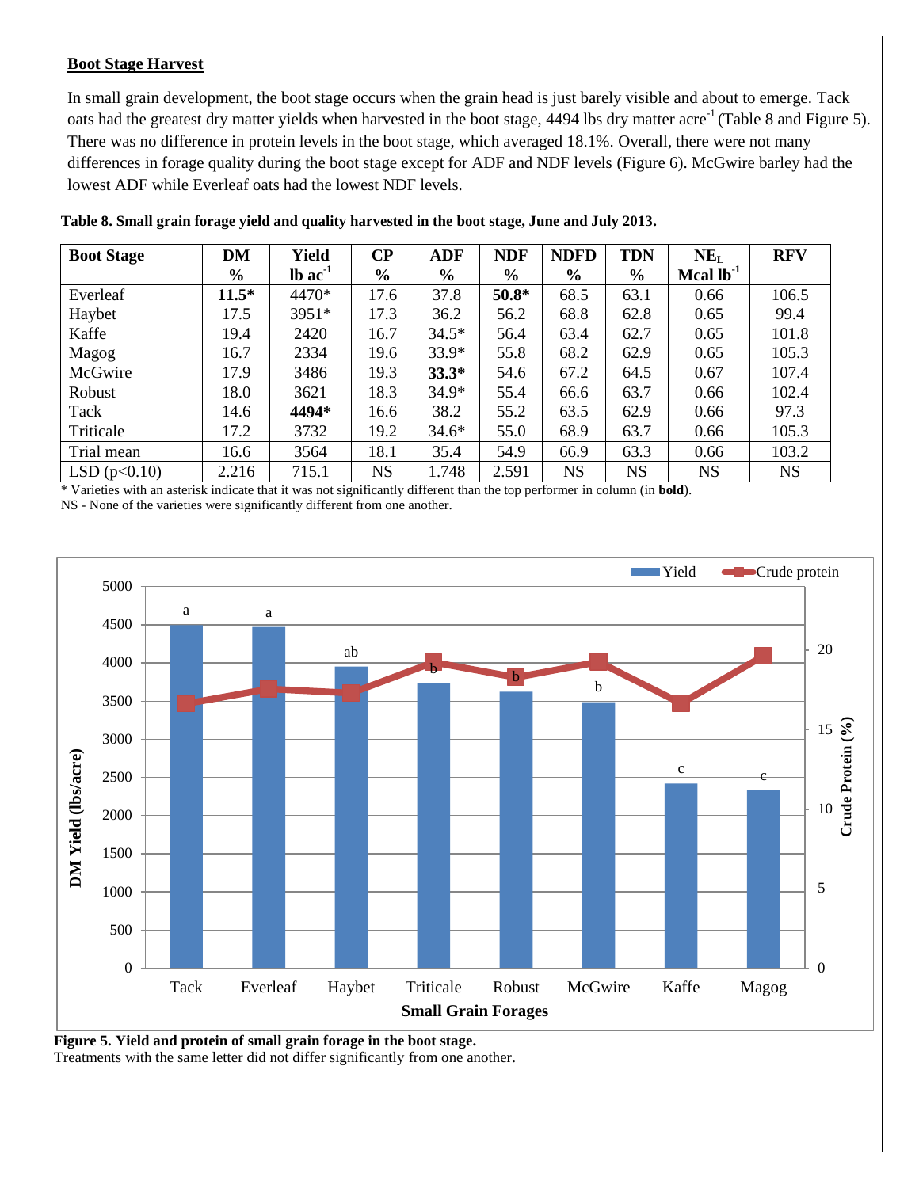## Boot Stage Harvest

In small grain development, the boot stage occurs when the grain head is just barely visible and about to emerge. Tack oats had the greatest dry matter yields when harvested in the boot stage, 4494 lbs dry matter acre$^{-1}$ (Table 8 and Figure 5). There was no difference in protein levels in the boot stage, which averaged 18.1%. Overall, there were not many differences in forage quality during the boot stage except for ADF and NDF levels (Figure 6). McGwire barley had the lowest ADF while Everleaf oats had the lowest NDF levels.

**Table 8. Small grain forage yield and quality harvested in the boot stage, June and July 2013.**

| Boot Stage | DM % | Yield lb ac$^{-1}$ | CP % | ADF % | NDF % | NDFD % | TDN % | $NE_L$ Mcal lb$^{-1}$ | RFV |
|---|---|---|---|---|---|---|---|---|---|
| Everleaf | **11.5*** | 4470* | 17.6 | 37.8 | **50.8*** | 68.5 | 63.1 | 0.66 | 106.5 |
| Haybet | 17.5 | 3951* | 17.3 | 36.2 | 56.2 | 68.8 | 62.8 | 0.65 | 99.4 |
| Kaffe | 19.4 | 2420 | 16.7 | 34.5* | 56.4 | 63.4 | 62.7 | 0.65 | 101.8 |
| Magog | 16.7 | 2334 | 19.6 | 33.9* | 55.8 | 68.2 | 62.9 | 0.65 | 105.3 |
| McGwire | 17.9 | 3486 | 19.3 | **33.3*** | 54.6 | 67.2 | 64.5 | 0.67 | 107.4 |
| Robust | 18.0 | 3621 | 18.3 | 34.9* | 55.4 | 66.6 | 63.7 | 0.66 | 102.4 |
| Tack | 14.6 | **4494*** | 16.6 | 38.2 | 55.2 | 63.5 | 62.9 | 0.66 | 97.3 |
| Triticale | 17.2 | 3732 | 19.2 | 34.6* | 55.0 | 68.9 | 63.7 | 0.66 | 105.3 |
| Trial mean | 16.6 | 3564 | 18.1 | 35.4 | 54.9 | 66.9 | 63.3 | 0.66 | 103.2 |
| LSD ($p<0.10$) | 2.216 | 715.1 | NS | 1.748 | 2.591 | NS | NS | NS | NS |

* Varieties with an asterisk indicate that it was not significantly different than the top performer in column (in **bold**).
NS - None of the varieties were significantly different from one another.

**Figure 5. Yield and protein of small grain forage in the boot stage.**
Treatments with the same letter did not differ significantly from one another.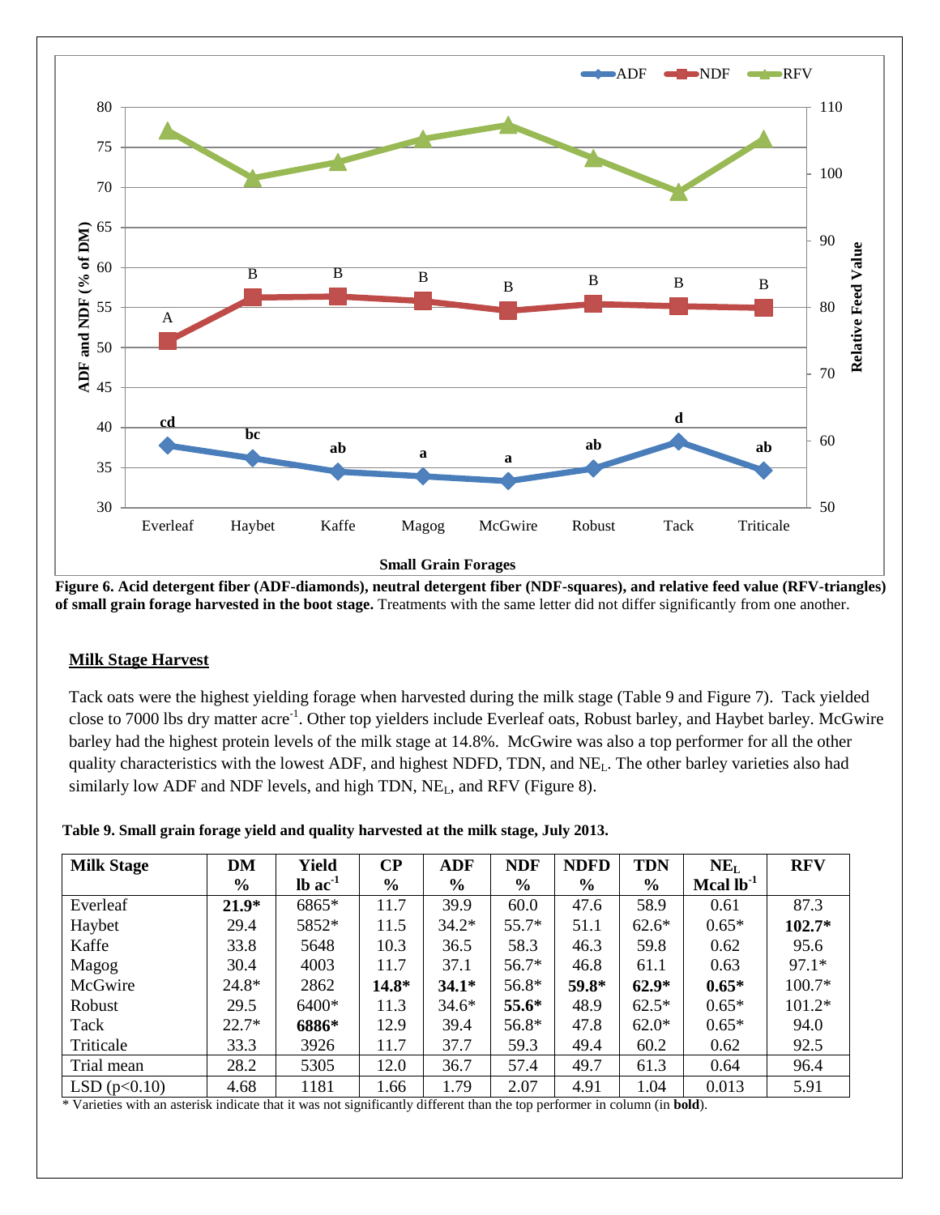**Figure 6. Acid detergent fiber (ADF-diamonds), neutral detergent fiber (NDF-squares), and relative feed value (RFV-triangles) of small grain forage harvested in the boot stage.** Treatments with the same letter did not differ significantly from one another.

## Milk Stage Harvest

Tack oats were the highest yielding forage when harvested during the milk stage (Table 9 and Figure 7). Tack yielded close to 7000 lbs dry matter acre$^{-1}$. Other top yielders include Everleaf oats, Robust barley, and Haybet barley. McGwire barley had the highest protein levels of the milk stage at 14.8%. McGwire was also a top performer for all the other quality characteristics with the lowest ADF, and highest NDFD, TDN, and $NE_L$. The other barley varieties also had similarly low ADF and NDF levels, and high TDN, $NE_L$, and RFV (Figure 8).

**Table 9. Small grain forage yield and quality harvested at the milk stage, July 2013.**

| Milk Stage | DM % | Yield lb ac$^{-1}$ | CP % | ADF % | NDF % | NDFD % | TDN % | $NE_L$ Mcal lb$^{-1}$ | RFV |
|---|---|---|---|---|---|---|---|---|---|
| Everleaf | **21.9*** | 6865* | 11.7 | 39.9 | 60.0 | 47.6 | 58.9 | 0.61 | 87.3 |
| Haybet | 29.4 | 5852* | 11.5 | 34.2* | 55.7* | 51.1 | 62.6* | 0.65* | **102.7*** |
| Kaffe | 33.8 | 5648 | 10.3 | 36.5 | 58.3 | 46.3 | 59.8 | 0.62 | 95.6 |
| Magog | 30.4 | 4003 | 11.7 | 37.1 | 56.7* | 46.8 | 61.1 | 0.63 | 97.1* |
| McGwire | 24.8* | 2862 | **14.8*** | **34.1*** | 56.8* | **59.8*** | **62.9*** | **0.65*** | 100.7* |
| Robust | 29.5 | 6400* | 11.3 | 34.6* | **55.6*** | 48.9 | 62.5* | 0.65* | 101.2* |
| Tack | 22.7* | **6886*** | 12.9 | 39.4 | 56.8* | 47.8 | 62.0* | 0.65* | 94.0 |
| Triticale | 33.3 | 3926 | 11.7 | 37.7 | 59.3 | 49.4 | 60.2 | 0.62 | 92.5 |
| Trial mean | 28.2 | 5305 | 12.0 | 36.7 | 57.4 | 49.7 | 61.3 | 0.64 | 96.4 |
| LSD ($p<0.10$) | 4.68 | 1181 | 1.66 | 1.79 | 2.07 | 4.91 | 1.04 | 0.013 | 5.91 |

\* Varieties with an asterisk indicate that it was not significantly different than the top performer in column (in **bold**).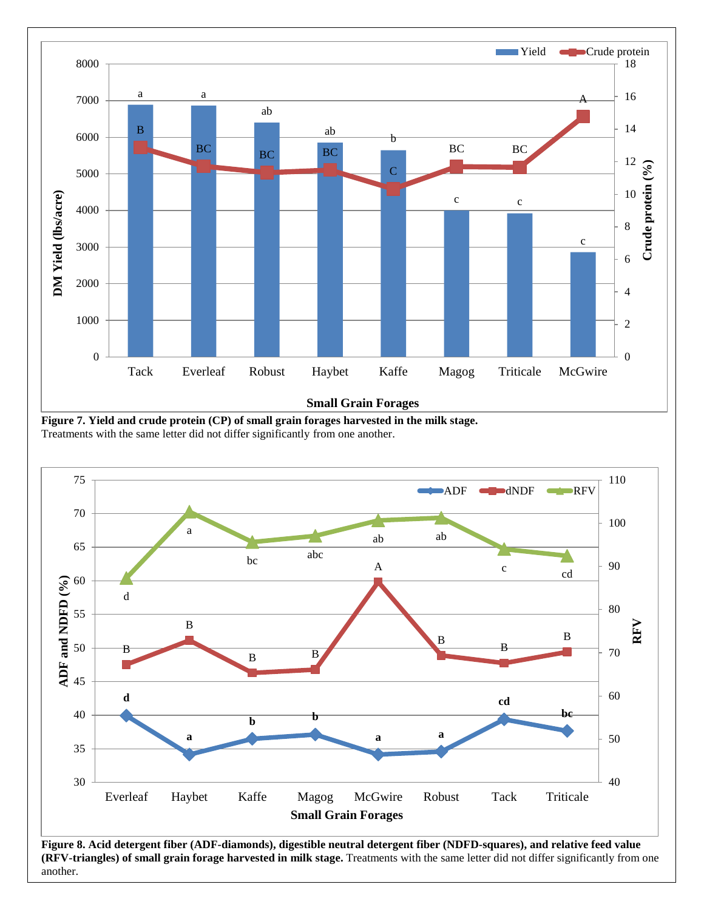**Figure 7. Yield and crude protein (CP) of small grain forages harvested in the milk stage.**
Treatments with the same letter did not differ significantly from one another.

**Figure 8. Acid detergent fiber (ADF-diamonds), digestible neutral detergent fiber (NDFD-squares), and relative feed value (RFV-triangles) of small grain forage harvested in milk stage.** Treatments with the same letter did not differ significantly from one another.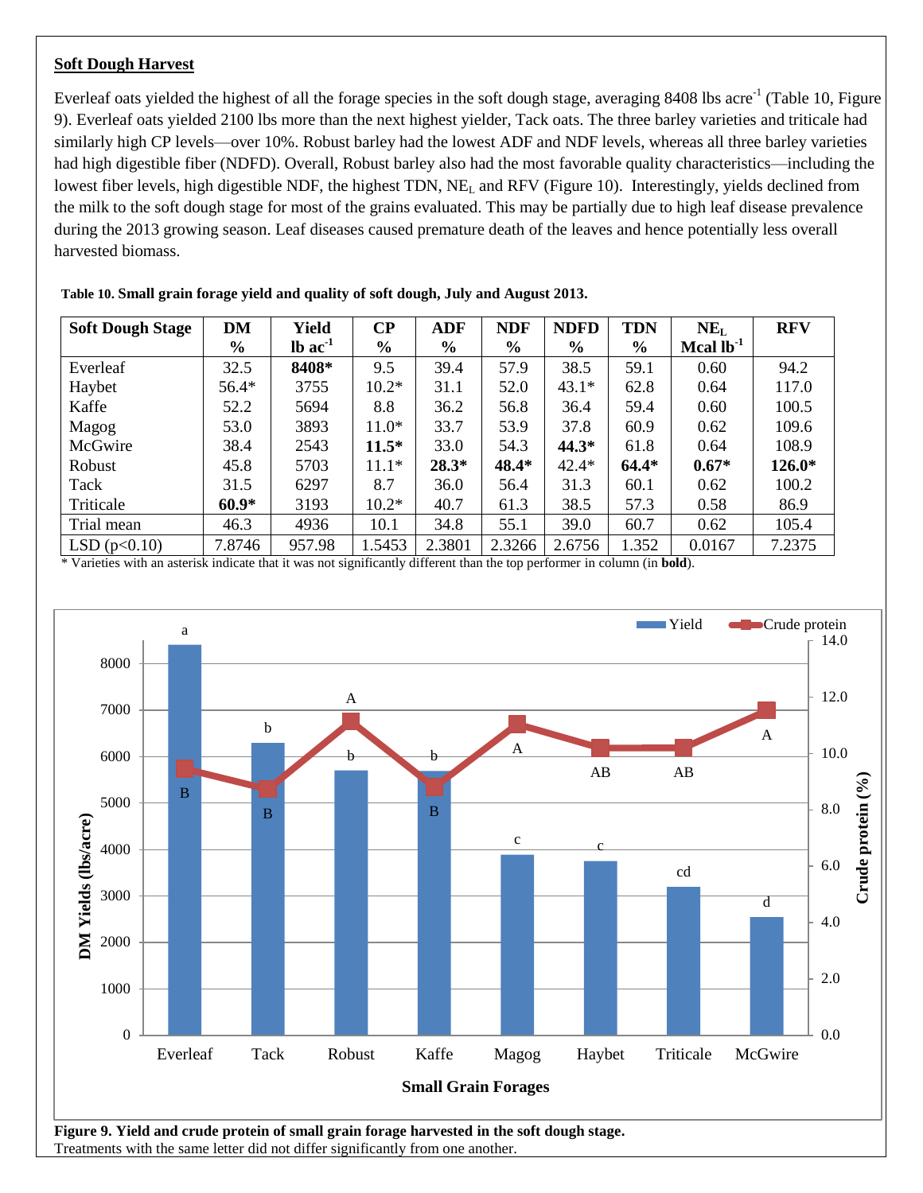**Soft Dough Harvest**

Everleaf oats yielded the highest of all the forage species in the soft dough stage, averaging 8408 lbs acre$^{-1}$ (Table 10, Figure 9). Everleaf oats yielded 2100 lbs more than the next highest yielder, Tack oats. The three barley varieties and triticale had similarly high CP levels—over 10%. Robust barley had the lowest ADF and NDF levels, whereas all three barley varieties had high digestible fiber (NDFD). Overall, Robust barley also had the most favorable quality characteristics—including the lowest fiber levels, high digestible NDF, the highest TDN, $NE_L$ and RFV (Figure 10). Interestingly, yields declined from the milk to the soft dough stage for most of the grains evaluated. This may be partially due to high leaf disease prevalence during the 2013 growing season. Leaf diseases caused premature death of the leaves and hence potentially less overall harvested biomass.

**Table 10. Small grain forage yield and quality of soft dough, July and August 2013.**

| Soft Dough Stage | DM % | Yield lb ac$^{-1}$ | CP % | ADF % | NDF % | NDFD % | TDN % | $NE_L$ Mcal lb$^{-1}$ | RFV |
|---|---|---|---|---|---|---|---|---|---|
| Everleaf | 32.5 | **8408*** | 9.5 | 39.4 | 57.9 | 38.5 | 59.1 | 0.60 | 94.2 |
| Haybet | 56.4* | 3755 | 10.2* | 31.1 | 52.0 | 43.1* | 62.8 | 0.64 | 117.0 |
| Kaffe | 52.2 | 5694 | 8.8 | 36.2 | 56.8 | 36.4 | 59.4 | 0.60 | 100.5 |
| Magog | 53.0 | 3893 | 11.0* | 33.7 | 53.9 | 37.8 | 60.9 | 0.62 | 109.6 |
| McGwire | 38.4 | 2543 | **11.5*** | 33.0 | 54.3 | **44.3*** | 61.8 | 0.64 | 108.9 |
| Robust | 45.8 | 5703 | 11.1* | **28.3*** | **48.4*** | 42.4* | **64.4*** | **0.67*** | **126.0*** |
| Tack | 31.5 | 6297 | 8.7 | 36.0 | 56.4 | 31.3 | 60.1 | 0.62 | 100.2 |
| Triticale | **60.9*** | 3193 | 10.2* | 40.7 | 61.3 | 38.5 | 57.3 | 0.58 | 86.9 |
| Trial mean | 46.3 | 4936 | 10.1 | 34.8 | 55.1 | 39.0 | 60.7 | 0.62 | 105.4 |
| LSD ($p<0.10$) | 7.8746 | 957.98 | 1.5453 | 2.3801 | 2.3266 | 2.6756 | 1.352 | 0.0167 | 7.2375 |

\* Varieties with an asterisk indicate that it was not significantly different than the top performer in column (in **bold**).

**Figure 9. Yield and crude protein of small grain forage harvested in the soft dough stage.**
Treatments with the same letter did not differ significantly from one another.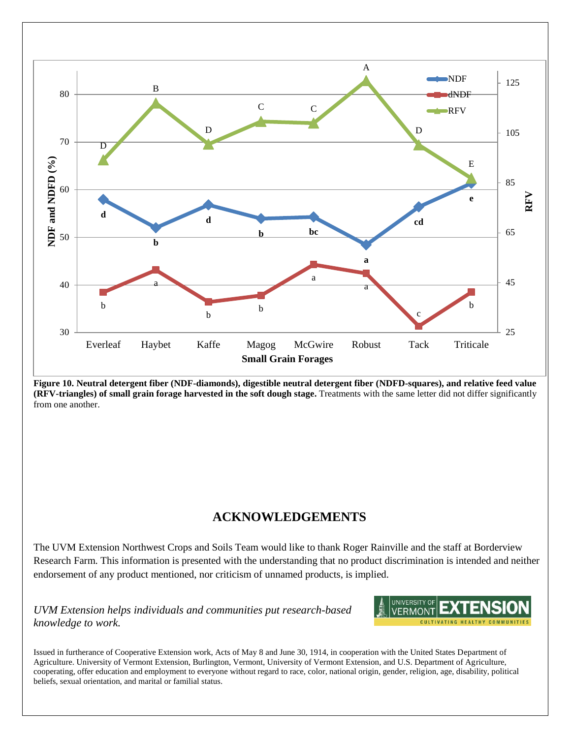NDF
dNDF
RFV

NDF and NDFD (%)

RFV

30
40
50
60
70
80

25
45
65
85
105
125

Everleaf
Haybet
Kaffe
Magog
McGwire
Robust
Tack
Triticale

Small Grain Forages

D B D C C A D E

d b d b bc a cd e

b a b b a a c b

**Figure 10. Neutral detergent fiber (NDF-diamonds), digestible neutral detergent fiber (NDFD-squares), and relative feed value (RFV-triangles) of small grain forage harvested in the soft dough stage.** Treatments with the same letter did not differ significantly from one another.

## ACKNOWLEDGEMENTS

The UVM Extension Northwest Crops and Soils Team would like to thank Roger Rainville and the staff at Borderview Research Farm. This information is presented with the understanding that no product discrimination is intended and neither endorsement of any product mentioned, nor criticism of unnamed products, is implied.

*UVM Extension helps individuals and communities put research-based knowledge to work.*

UNIVERSITY OF VERMONT EXTENSION
CULTIVATING HEALTHY COMMUNITIES

Issued in furtherance of Cooperative Extension work, Acts of May 8 and June 30, 1914, in cooperation with the United States Department of Agriculture. University of Vermont Extension, Burlington, Vermont, University of Vermont Extension, and U.S. Department of Agriculture, cooperating, offer education and employment to everyone without regard to race, color, national origin, gender, religion, age, disability, political beliefs, sexual orientation, and marital or familial status.